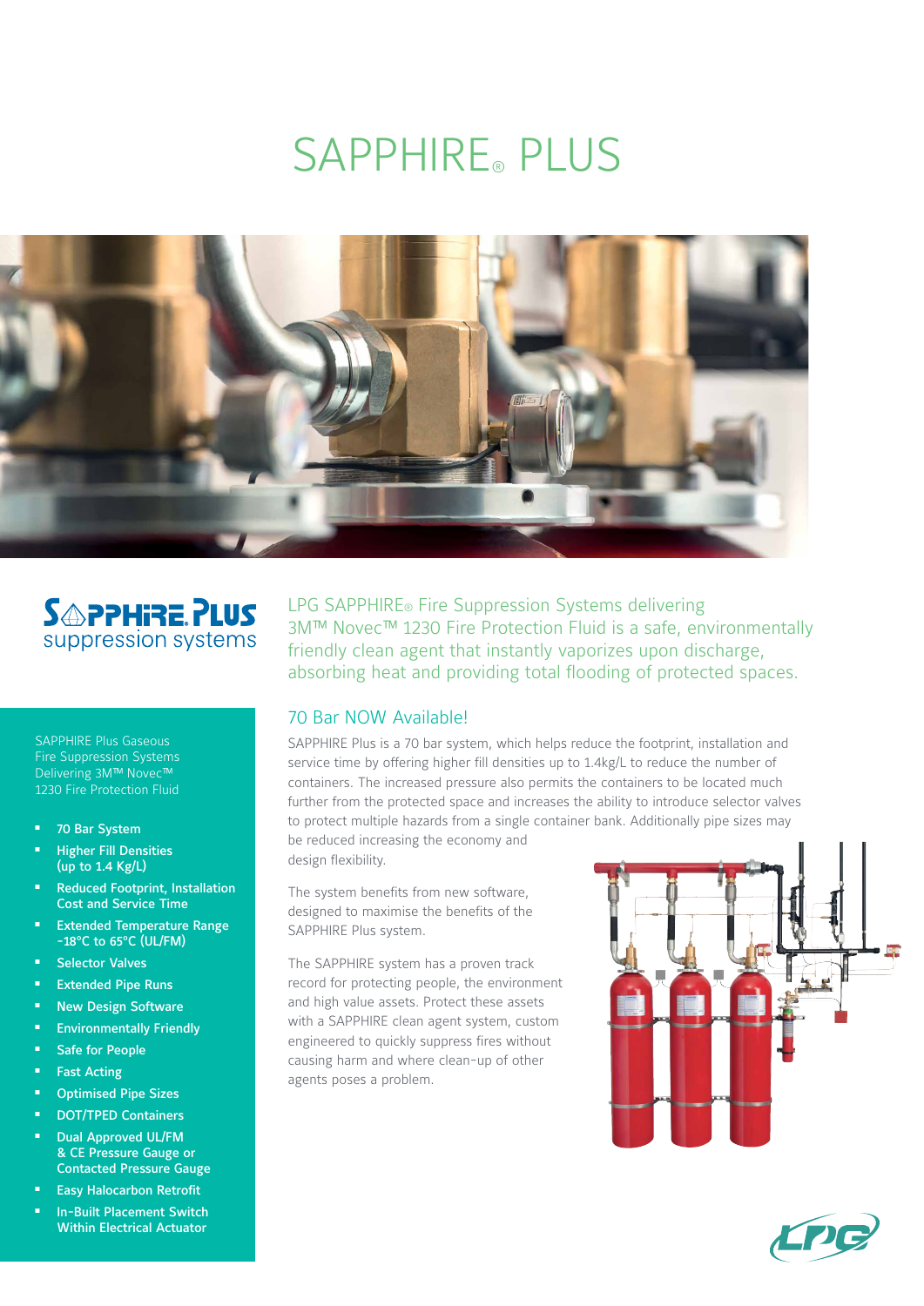# SAPPHIRE® PLUS

SAPPHIRE PLUS suppression systems

LPG SAPPHIRE® Fire Suppression Systems delivering 3M™ Novec™ 1230 Fire Protection Fluid is a safe, environmentally friendly clean agent that instantly vaporizes upon discharge, absorbing heat and providing total flooding of protected spaces.

SAPPHIRE Plus Gaseous Fire Suppression Systems Delivering 3M™ Novec™ 1230 Fire Protection Fluid

- 70 Bar System
- Higher Fill Densities (up to 1.4 Kg/L)
- Reduced Footprint, Installation Cost and Service Time
- Extended Temperature Range -18°C to 65°C (UL/FM)
- Selector Valves
- Extended Pipe Runs
- New Design Software
- Environmentally Friendly
- Safe for People
- Fast Acting
- Optimised Pipe Sizes
- DOT/TPED Containers
- Dual Approved UL/FM & CE Pressure Gauge or Contacted Pressure Gauge
- Easy Halocarbon Retrofit
- In-Built Placement Switch Within Electrical Actuator

## 70 Bar NOW Available!

SAPPHIRE Plus is a 70 bar system, which helps reduce the footprint, installation and service time by offering higher fill densities up to 1.4kg/L to reduce the number of containers. The increased pressure also permits the containers to be located much further from the protected space and increases the ability to introduce selector valves to protect multiple hazards from a single container bank. Additionally pipe sizes may be reduced increasing the economy and design flexibility.

The system benefits from new software, designed to maximise the benefits of the SAPPHIRE Plus system.

The SAPPHIRE system has a proven track record for protecting people, the environment and high value assets. Protect these assets with a SAPPHIRE clean agent system, custom engineered to quickly suppress fires without causing harm and where clean-up of other agents poses a problem.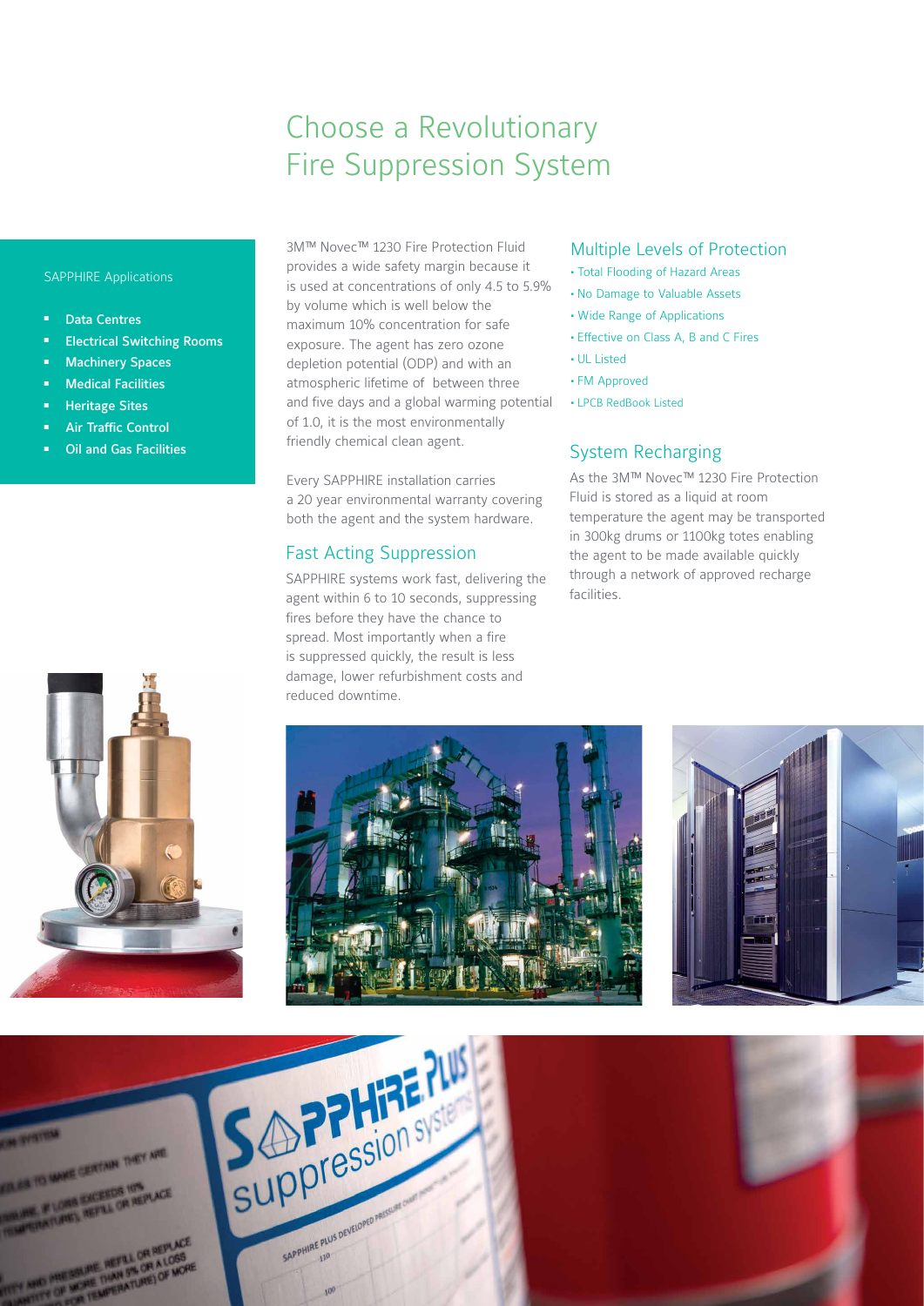# Choose a Revolutionary Fire Suppression System

SAPPHIRE Applications

- **Data Centres**
- **Electrical Switching Rooms**
- **Machinery Spaces**
- **Medical Facilities**
- **Heritage Sites**
- **Air Traffic Control**
- **Oil and Gas Facilities**

3M™ Novec™ 1230 Fire Protection Fluid provides a wide safety margin because it is used at concentrations of only 4.5 to 5.9% by volume which is well below the maximum 10% concentration for safe exposure. The agent has zero ozone depletion potential (ODP) and with an atmospheric lifetime of between three and five days and a global warming potential of 1.0, it is the most environmentally friendly chemical clean agent.

Every SAPPHIRE installation carries a 20 year environmental warranty covering both the agent and the system hardware.

## Fast Acting Suppression

SAPPHIRE systems work fast, delivering the agent within 6 to 10 seconds, suppressing fires before they have the chance to spread. Most importantly when a fire is suppressed quickly, the result is less damage, lower refurbishment costs and reduced downtime.

## Multiple Levels of Protection

- Total Flooding of Hazard Areas
- No Damage to Valuable Assets
- Wide Range of Applications
- Effective on Class A, B and C Fires
- UL Listed
- FM Approved
- LPCB RedBook Listed

## System Recharging

As the 3M™ Novec™ 1230 Fire Protection Fluid is stored as a liquid at room temperature the agent may be transported in 300kg drums or 1100kg totes enabling the agent to be made available quickly through a network of approved recharge facilities.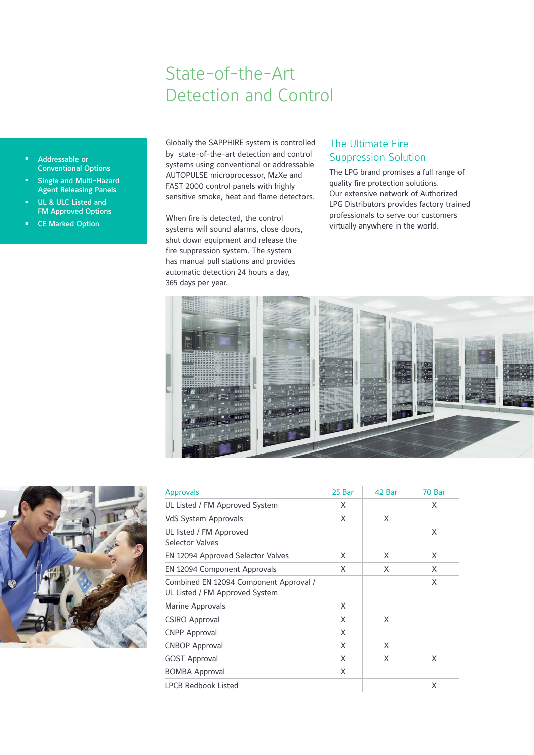# State-of-the-Art Detection and Control

- Addressable or Conventional Options
- Single and Multi-Hazard Agent Releasing Panels
- UL & ULC Listed and FM Approved Options
- CE Marked Option

Globally the SAPPHIRE system is controlled by state-of-the-art detection and control systems using conventional or addressable AUTOPULSE microprocessor, MzXe and FAST 2000 control panels with highly sensitive smoke, heat and flame detectors.

When fire is detected, the control systems will sound alarms, close doors, shut down equipment and release the fire suppression system. The system has manual pull stations and provides automatic detection 24 hours a day, 365 days per year.

## The Ultimate Fire Suppression Solution

The LPG brand promises a full range of quality fire protection solutions.
Our extensive network of Authorized LPG Distributors provides factory trained professionals to serve our customers virtually anywhere in the world.

| Approvals | 25 Bar | 42 Bar | 70 Bar |
|---|---|---|---|
| UL Listed / FM Approved System | X | | X |
| VdS System Approvals | X | X | |
| UL listed / FM Approved Selector Valves | | | X |
| EN 12094 Approved Selector Valves | X | X | X |
| EN 12094 Component Approvals | X | X | X |
| Combined EN 12094 Component Approval / UL Listed / FM Approved System | | | X |
| Marine Approvals | X | | |
| CSIRO Approval | X | X | |
| CNPP Approval | X | | |
| CNBOP Approval | X | X | |
| GOST Approval | X | X | X |
| BOMBA Approval | X | | |
| LPCB Redbook Listed | | | X |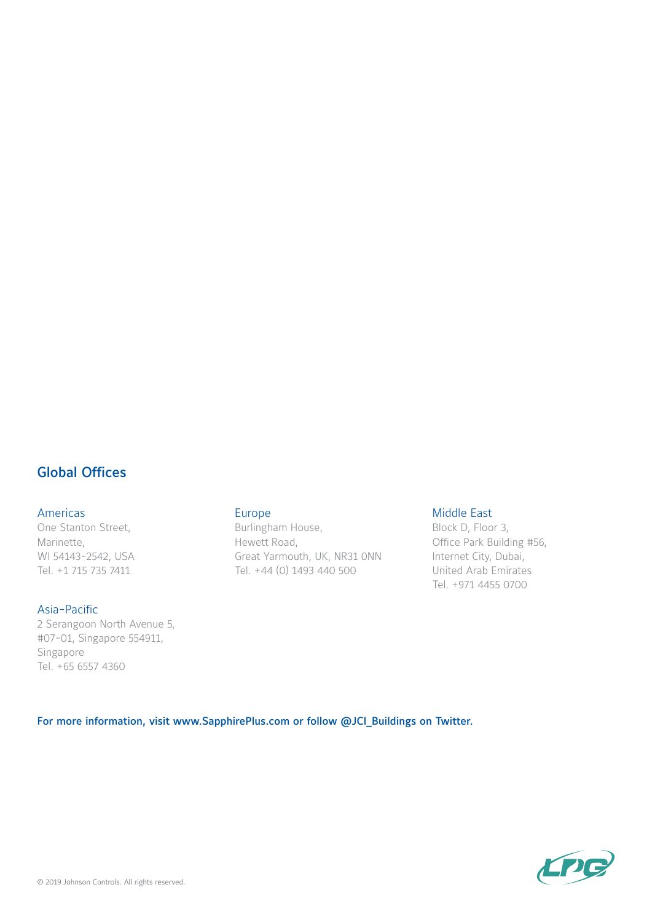## Global Offices

**Americas**
One Stanton Street,
Marinette,
WI 54143-2542, USA
Tel. +1 715 735 7411

**Europe**
Burlingham House,
Hewett Road,
Great Yarmouth, UK, NR31 0NN
Tel. +44 (0) 1493 440 500

**Middle East**
Block D, Floor 3,
Office Park Building #56,
Internet City, Dubai,
United Arab Emirates
Tel. +971 4455 0700

**Asia-Pacific**
2 Serangoon North Avenue 5,
#07-01, Singapore 554911,
Singapore
Tel. +65 6557 4360

**For more information, visit www.SapphirePlus.com or follow @JCI_Buildings on Twitter.**

© 2019 Johnson Controls. All rights reserved.